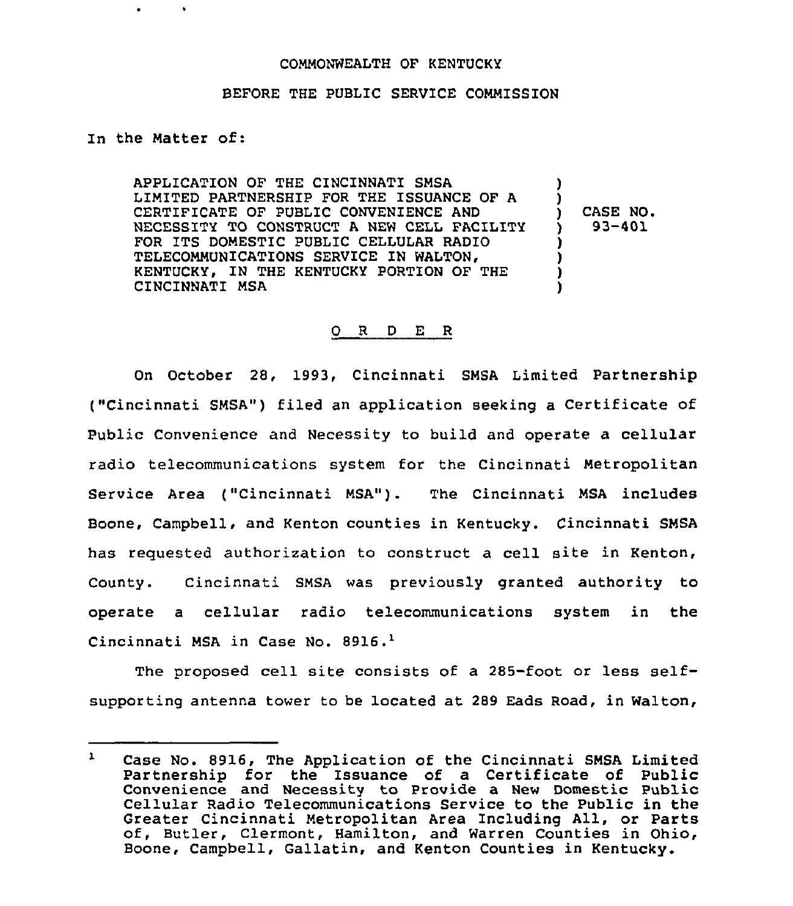COMMONWEALTH OF KENTUCKY

BEFORE THE PUBLIC SERVICE COMMISSION

In the Matter of:

| | | |
|---|---|---|
| APPLICATION OF THE CINCINNATI SMSA LIMITED PARTNERSHIP FOR THE ISSUANCE OF A CERTIFICATE OF PUBLIC CONVENIENCE AND NECESSITY TO CONSTRUCT A NEW CELL FACILITY FOR ITS DOMESTIC PUBLIC CELLULAR RADIO TELECOMMUNICATIONS SERVICE IN WALTON, KENTUCKY, IN THE KENTUCKY PORTION OF THE CINCINNATI MSA | ) | CASE NO. 93-401 |

## O R D E R

On October 28, 1993, Cincinnati SMSA Limited Partnership ("Cincinnati SMSA") filed an application seeking a Certificate of Public Convenience and Necessity to build and operate a cellular radio telecommunications system for the Cincinnati Metropolitan Service Area ("Cincinnati MSA"). The Cincinnati MSA includes Boone, Campbell, and Kenton counties in Kentucky. Cincinnati SMSA has requested authorization to construct a cell site in Kenton, County. Cincinnati SMSA was previously granted authority to operate a cellular radio telecommunications system in the Cincinnati MSA in Case No. 8916.[1]

The proposed cell site consists of a 285-foot or less self-supporting antenna tower to be located at 289 Eads Road, in Walton,

---

[1] Case No. 8916, The Application of the Cincinnati SMSA Limited Partnership for the Issuance of a Certificate of Public Convenience and Necessity to Provide a New Domestic Public Cellular Radio Telecommunications Service to the Public in the Greater Cincinnati Metropolitan Area Including All, or Parts of, Butler, Clermont, Hamilton, and Warren Counties in Ohio, Boone, Campbell, Gallatin, and Kenton Counties in Kentucky.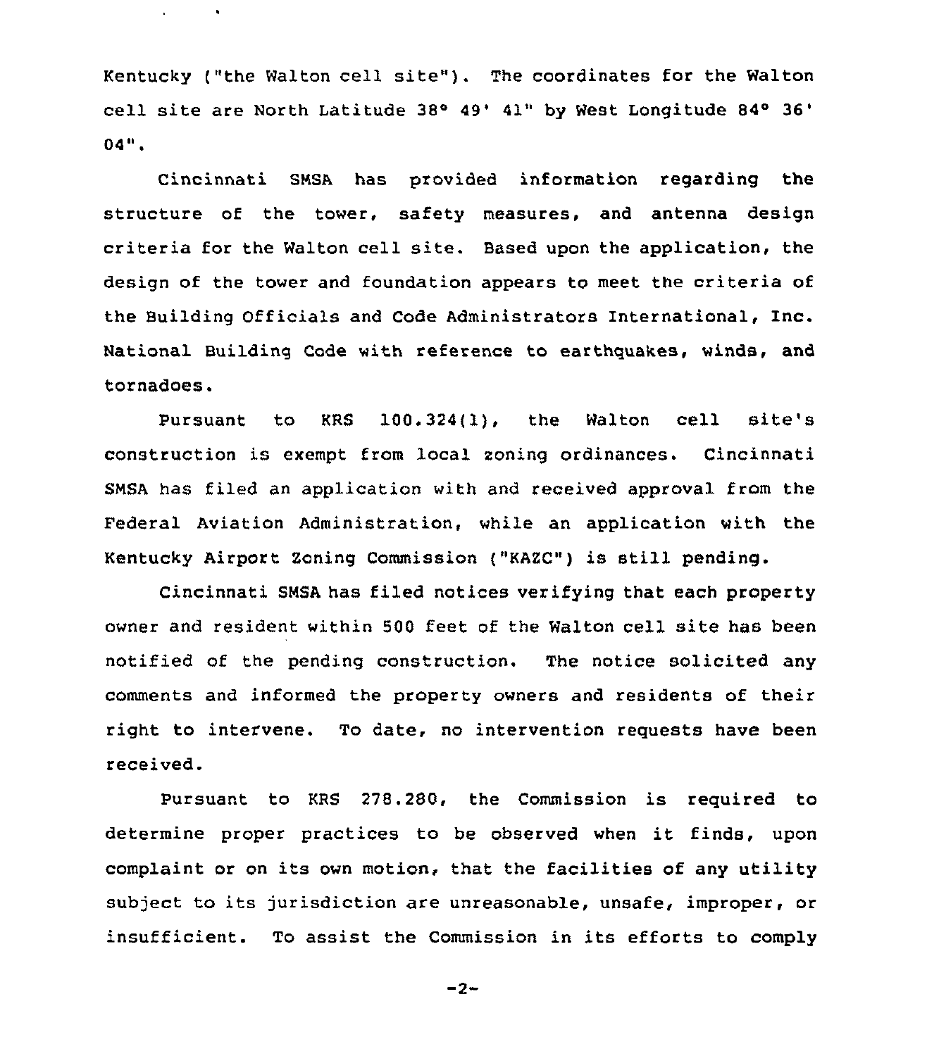Kentucky ("the Walton cell site"). The coordinates for the Walton cell site are North Latitude 38° 49' 41" by West Longitude 84° 36' 04".

Cincinnati SMSA has provided information regarding the structure of the tower, safety measures, and antenna design criteria for the Walton cell site. Based upon the application, the design of the tower and foundation appears to meet the criteria of the Building Officials and Code Administrators International, Inc. National Building Code with reference to earthquakes, winds, and tornadoes.

Pursuant to KRS 100.324(1), the Walton cell site's construction is exempt from local zoning ordinances. Cincinnati SMSA has filed an application with and received approval from the Federal Aviation Administration, while an application with the Kentucky Airport Zoning Commission ("KAZC") is still pending.

Cincinnati SMSA has filed notices verifying that each property owner and resident within 500 feet of the Walton cell site has been notified of the pending construction. The notice solicited any comments and informed the property owners and residents of their right to intervene. To date, no intervention requests have been received.

Pursuant to KRS 278.280, the Commission is required to determine proper practices to be observed when it finds, upon complaint or on its own motion, that the facilities of any utility subject to its jurisdiction are unreasonable, unsafe, improper, or insufficient. To assist the Commission in its efforts to comply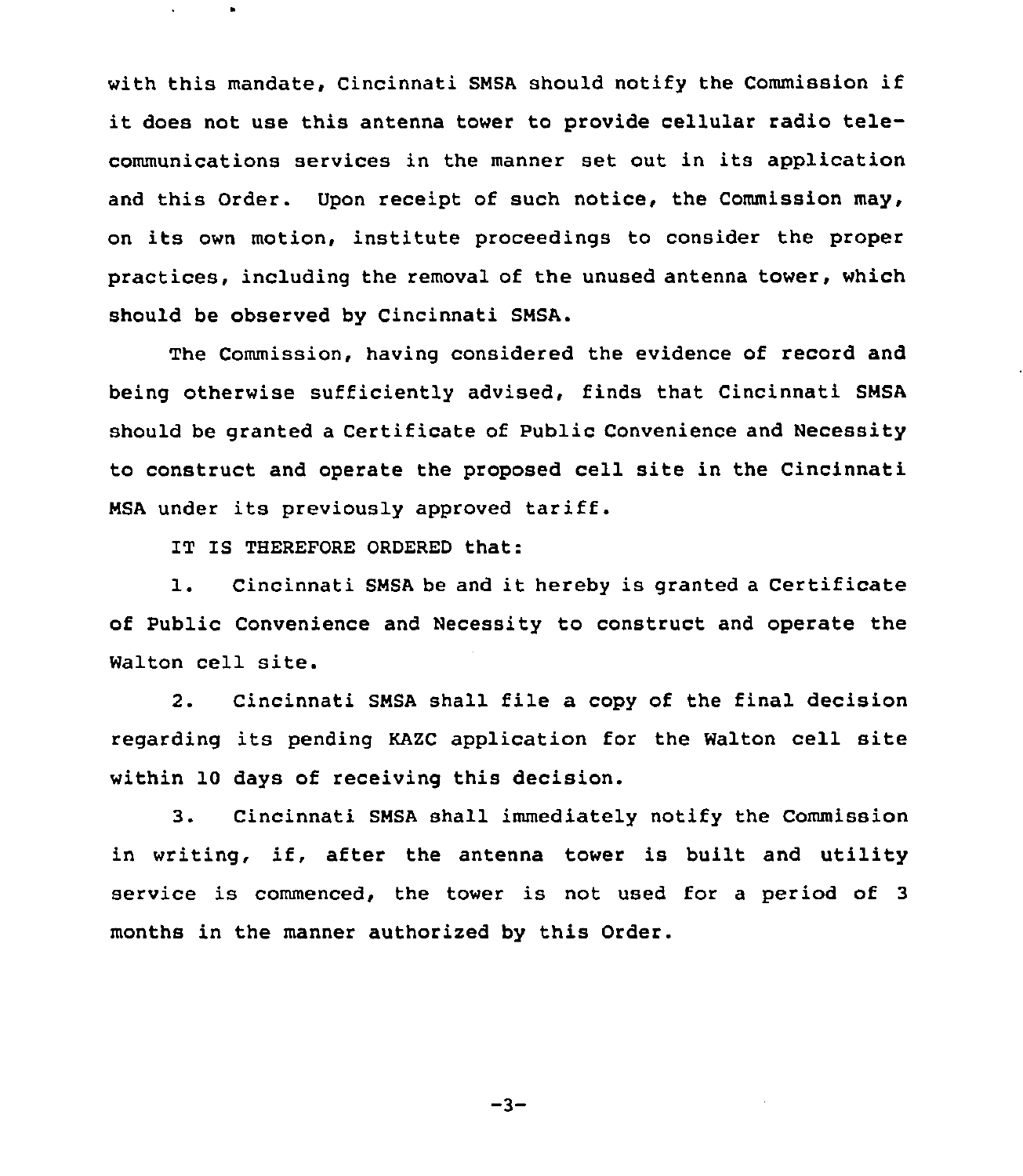with this mandate, Cincinnati SMSA should notify the Commission if it does not use this antenna tower to provide cellular radio telecommunications services in the manner set out in its application and this Order. Upon receipt of such notice, the Commission may, on its own motion, institute proceedings to consider the proper practices, including the removal of the unused antenna tower, which should be observed by Cincinnati SMSA.

The Commission, having considered the evidence of record and being otherwise sufficiently advised, finds that Cincinnati SMSA should be granted a Certificate of Public Convenience and Necessity to construct and operate the proposed cell site in the Cincinnati MSA under its previously approved tariff.

IT IS THEREFORE ORDERED that:

1. Cincinnati SMSA be and it hereby is granted a Certificate of Public Convenience and Necessity to construct and operate the Walton cell site.

2. Cincinnati SMSA shall file a copy of the final decision regarding its pending KAZC application for the Walton cell site within 10 days of receiving this decision.

3. Cincinnati SMSA shall immediately notify the Commission in writing, if, after the antenna tower is built and utility service is commenced, the tower is not used for a period of 3 months in the manner authorized by this Order.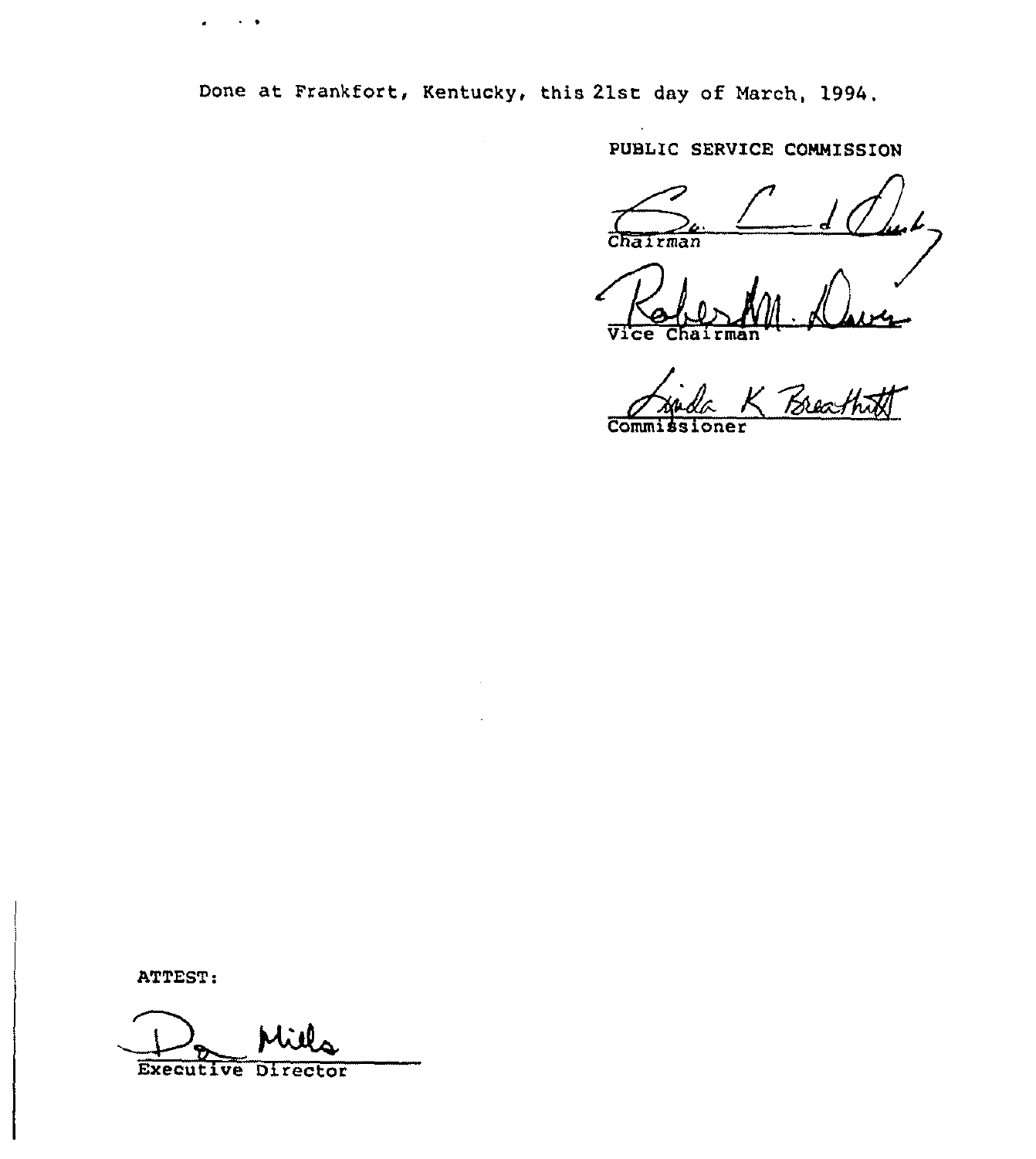Done at Frankfort, Kentucky, this 21st day of March, 1994.

PUBLIC SERVICE COMMISSION

Chairman

Vice Chairman

Commissioner

ATTEST:

Executive Director